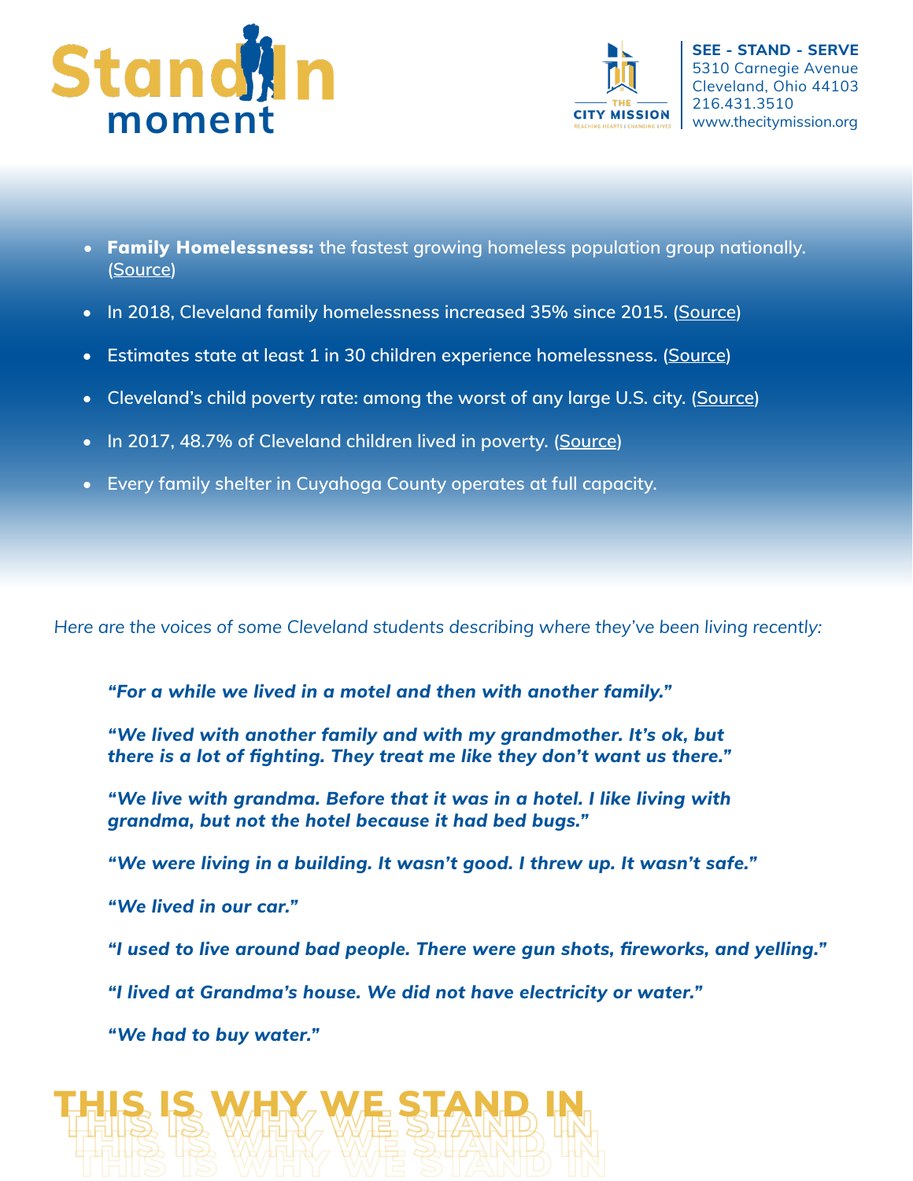# Stand In moment

**SEE - STAND - SERVE**
5310 Carnegie Avenue
Cleveland, Ohio 44103
216.431.3510
www.thecitymission.org

- **Family Homelessness:** the fastest growing homeless population group nationally. (Source)
- In 2018, Cleveland family homelessness increased 35% since 2015. (Source)
- Estimates state at least 1 in 30 children experience homelessness. (Source)
- Cleveland's child poverty rate: among the worst of any large U.S. city. (Source)
- In 2017, 48.7% of Cleveland children lived in poverty. (Source)
- Every family shelter in Cuyahoga County operates at full capacity.

*Here are the voices of some Cleveland students describing where they've been living recently:*

> ***"For a while we lived in a motel and then with another family."***
>
> ***"We lived with another family and with my grandmother. It's ok, but there is a lot of fighting. They treat me like they don't want us there."***
>
> ***"We live with grandma. Before that it was in a hotel. I like living with grandma, but not the hotel because it had bed bugs."***
>
> ***"We were living in a building. It wasn't good. I threw up. It wasn't safe."***
>
> ***"We lived in our car."***
>
> ***"I used to live around bad people. There were gun shots, fireworks, and yelling."***
>
> ***"I lived at Grandma's house. We did not have electricity or water."***
>
> ***"We had to buy water."***

## THIS IS WHY WE STAND IN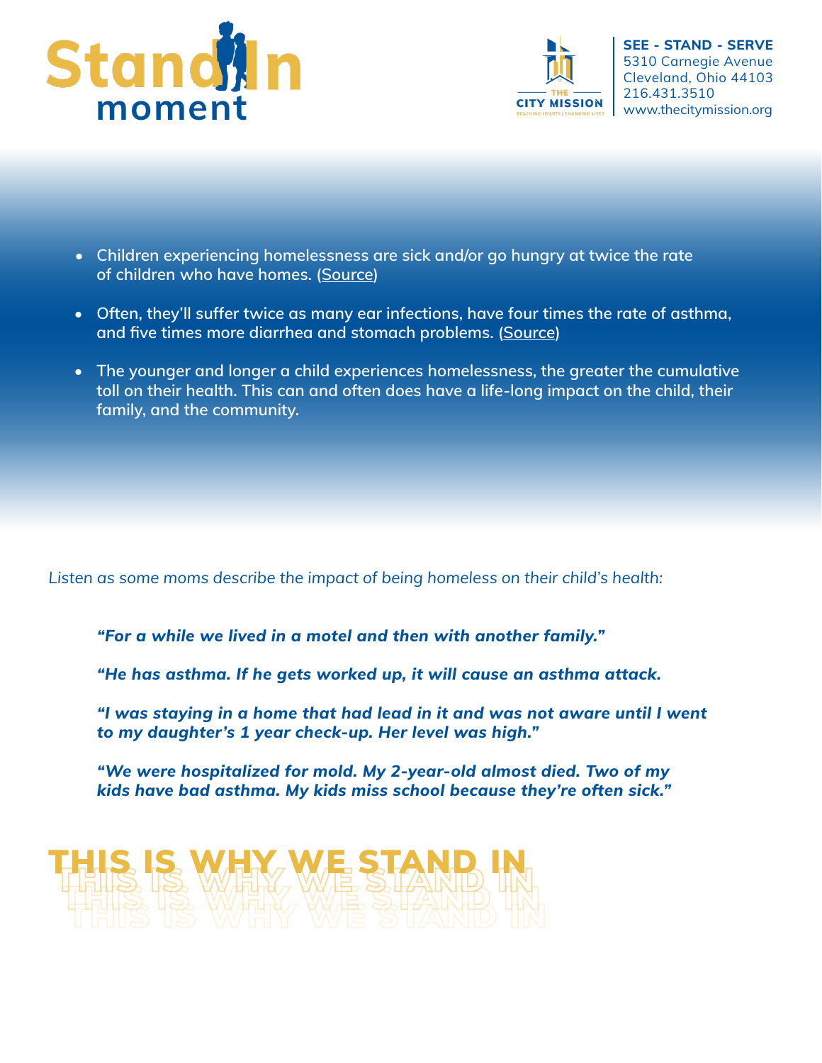# StandIn moment

**SEE - STAND - SERVE**
5310 Carnegie Avenue
Cleveland, Ohio 44103
216.431.3510
www.thecitymission.org

- **Children experiencing homelessness are sick and/or go hungry at twice the rate of children who have homes. (Source)**
- **Often, they'll suffer twice as many ear infections, have four times the rate of asthma, and five times more diarrhea and stomach problems. (Source)**
- **The younger and longer a child experiences homelessness, the greater the cumulative toll on their health. This can and often does have a life-long impact on the child, their family, and the community.**

*Listen as some moms describe the impact of being homeless on their child's health:*

> ***"For a while we lived in a motel and then with another family."***
>
> ***"He has asthma. If he gets worked up, it will cause an asthma attack.***
>
> ***"I was staying in a home that had lead in it and was not aware until I went to my daughter's 1 year check-up. Her level was high."***
>
> ***"We were hospitalized for mold. My 2-year-old almost died. Two of my kids have bad asthma. My kids miss school because they're often sick."***

## THIS IS WHY WE STAND IN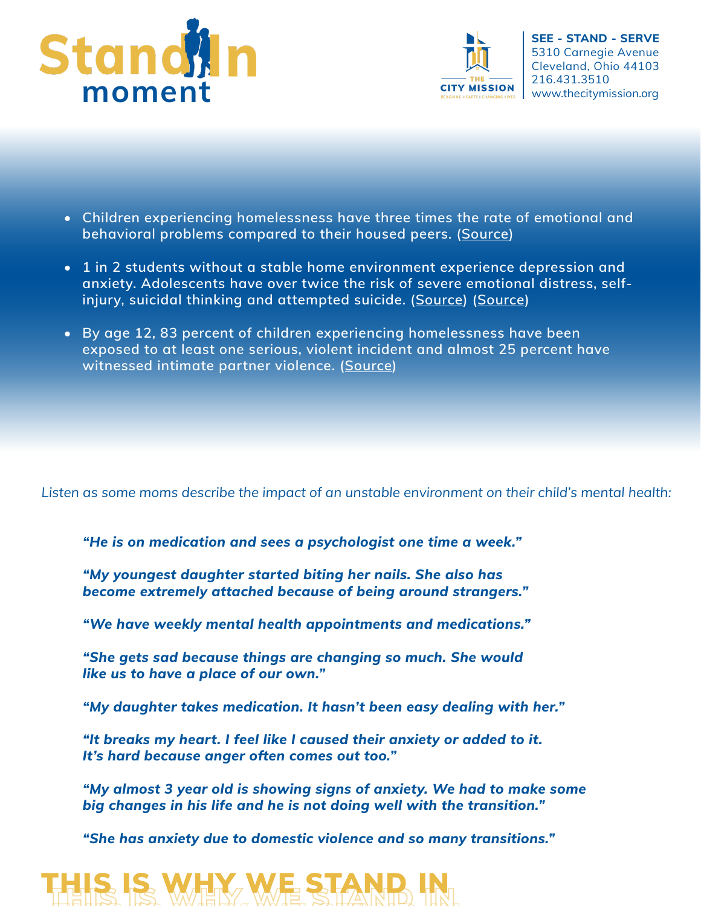# StandIn moment

**SEE - STAND - SERVE**
5310 Carnegie Avenue
Cleveland, Ohio 44103
216.431.3510
www.thecitymission.org

- Children experiencing homelessness have three times the rate of emotional and behavioral problems compared to their housed peers. (Source)
- 1 in 2 students without a stable home environment experience depression and anxiety. Adolescents have over twice the risk of severe emotional distress, self-injury, suicidal thinking and attempted suicide. (Source) (Source)
- By age 12, 83 percent of children experiencing homelessness have been exposed to at least one serious, violent incident and almost 25 percent have witnessed intimate partner violence. (Source)

*Listen as some moms describe the impact of an unstable environment on their child's mental health:*

***"He is on medication and sees a psychologist one time a week."***

***"My youngest daughter started biting her nails. She also has become extremely attached because of being around strangers."***

***"We have weekly mental health appointments and medications."***

***"She gets sad because things are changing so much. She would like us to have a place of our own."***

***"My daughter takes medication. It hasn't been easy dealing with her."***

***"It breaks my heart. I feel like I caused their anxiety or added to it. It's hard because anger often comes out too."***

***"My almost 3 year old is showing signs of anxiety. We had to make some big changes in his life and he is not doing well with the transition."***

***"She has anxiety due to domestic violence and so many transitions."***

## THIS IS WHY WE STAND IN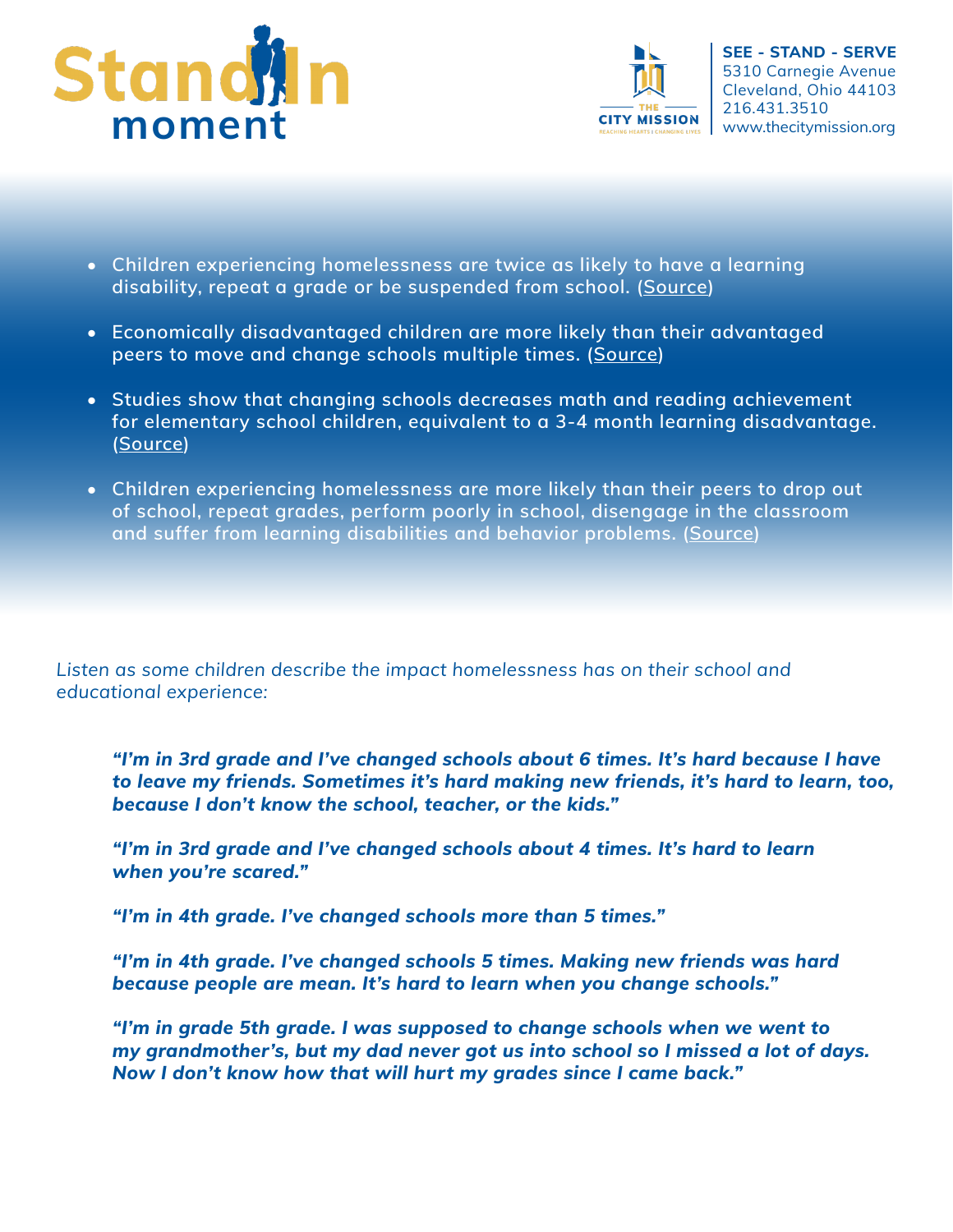- Children experiencing homelessness are twice as likely to have a learning disability, repeat a grade or be suspended from school. (Source)
- Economically disadvantaged children are more likely than their advantaged peers to move and change schools multiple times. (Source)
- Studies show that changing schools decreases math and reading achievement for elementary school children, equivalent to a 3-4 month learning disadvantage. (Source)
- Children experiencing homelessness are more likely than their peers to drop out of school, repeat grades, perform poorly in school, disengage in the classroom and suffer from learning disabilities and behavior problems. (Source)

*Listen as some children describe the impact homelessness has on their school and educational experience:*

> ***"I'm in 3rd grade and I've changed schools about 6 times. It's hard because I have to leave my friends. Sometimes it's hard making new friends, it's hard to learn, too, because I don't know the school, teacher, or the kids."***
>
> ***"I'm in 3rd grade and I've changed schools about 4 times. It's hard to learn when you're scared."***
>
> ***"I'm in 4th grade. I've changed schools more than 5 times."***
>
> ***"I'm in 4th grade. I've changed schools 5 times. Making new friends was hard because people are mean. It's hard to learn when you change schools."***
>
> ***"I'm in grade 5th grade. I was supposed to change schools when we went to my grandmother's, but my dad never got us into school so I missed a lot of days. Now I don't know how that will hurt my grades since I came back."***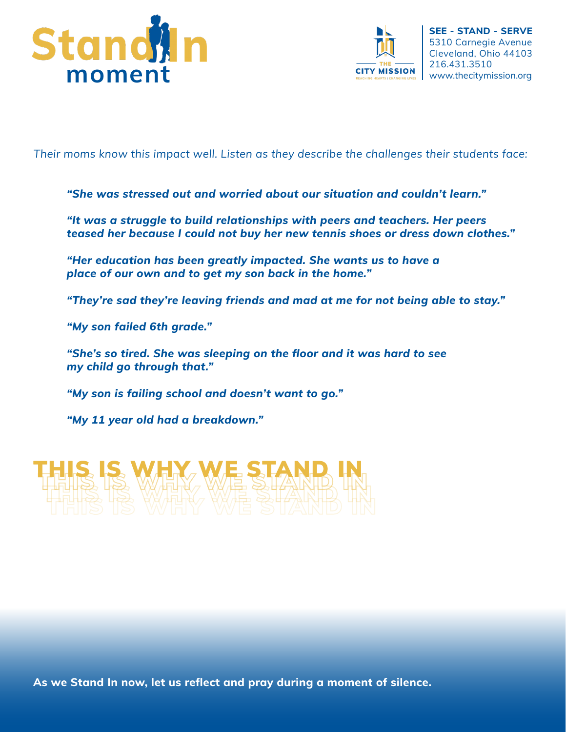*Their moms know this impact well. Listen as they describe the challenges their students face:*

***"She was stressed out and worried about our situation and couldn't learn."***

***"It was a struggle to build relationships with peers and teachers. Her peers teased her because I could not buy her new tennis shoes or dress down clothes."***

***"Her education has been greatly impacted. She wants us to have a place of our own and to get my son back in the home."***

***"They're sad they're leaving friends and mad at me for not being able to stay."***

***"My son failed 6th grade."***

***"She's so tired. She was sleeping on the floor and it was hard to see my child go through that."***

***"My son is failing school and doesn't want to go."***

***"My 11 year old had a breakdown."***

# THIS IS WHY WE STAND IN

**As we Stand In now, let us reflect and pray during a moment of silence.**